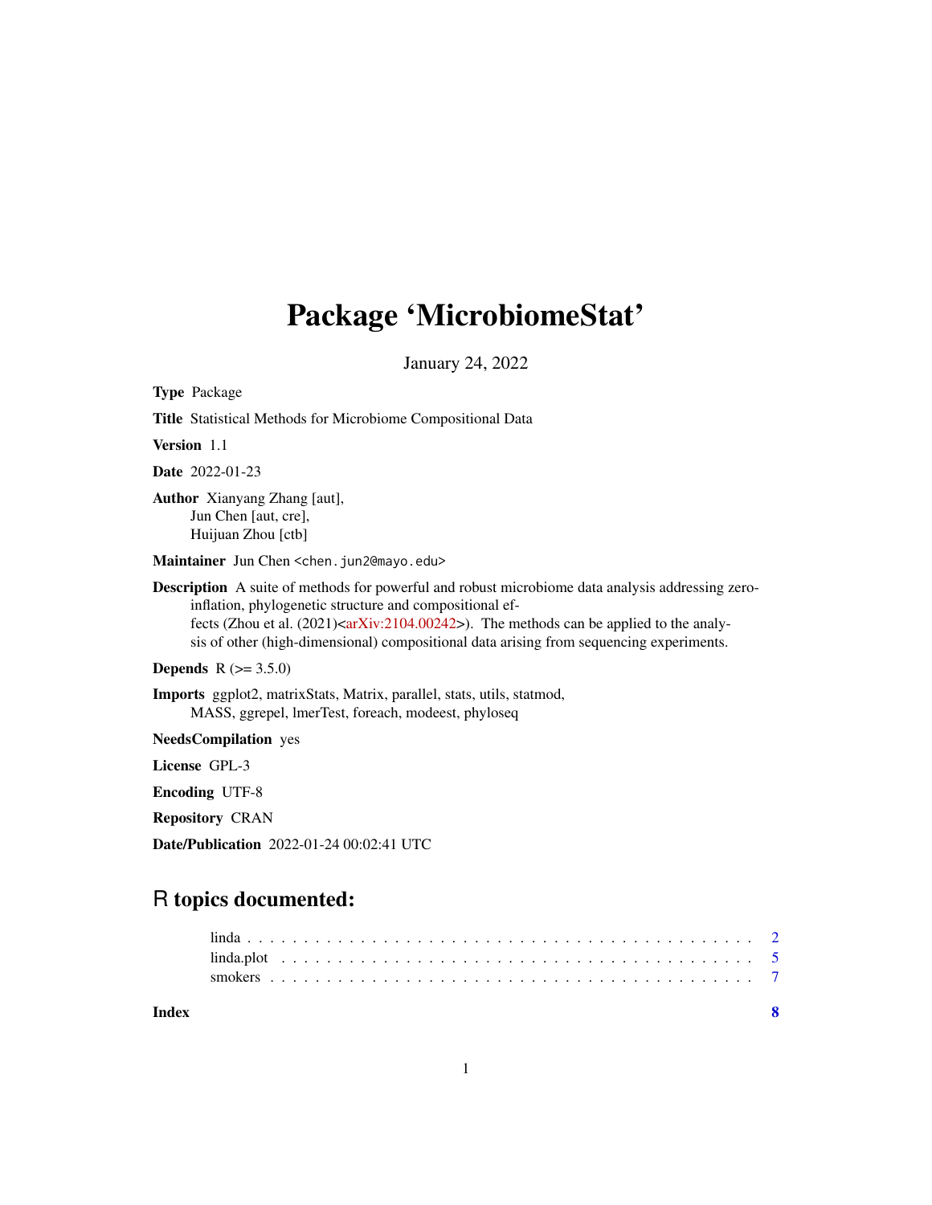# Package 'MicrobiomeStat'

January 24, 2022

**Type** Package

**Title** Statistical Methods for Microbiome Compositional Data

**Version** 1.1

**Date** 2022-01-23

**Author** Xianyang Zhang [aut],
Jun Chen [aut, cre],
Huijuan Zhou [ctb]

**Maintainer** Jun Chen <chen.jun2@mayo.edu>

**Description** A suite of methods for powerful and robust microbiome data analysis addressing zero-inflation, phylogenetic structure and compositional effects (Zhou et al. (2021)<arXiv:2104.00242>). The methods can be applied to the analysis of other (high-dimensional) compositional data arising from sequencing experiments.

**Depends** R (>= 3.5.0)

**Imports** ggplot2, matrixStats, Matrix, parallel, stats, utils, statmod, MASS, ggrepel, lmerTest, foreach, modeest, phyloseq

**NeedsCompilation** yes

**License** GPL-3

**Encoding** UTF-8

**Repository** CRAN

**Date/Publication** 2022-01-24 00:02:41 UTC

## R topics documented:

- linda . . . . . . . . . . . . . . . . . . . . . . . . . . . . . . . . . . . . . . . . . . . 2
- linda.plot . . . . . . . . . . . . . . . . . . . . . . . . . . . . . . . . . . . . . . . . 5
- smokers . . . . . . . . . . . . . . . . . . . . . . . . . . . . . . . . . . . . . . . . . 7

**Index** 8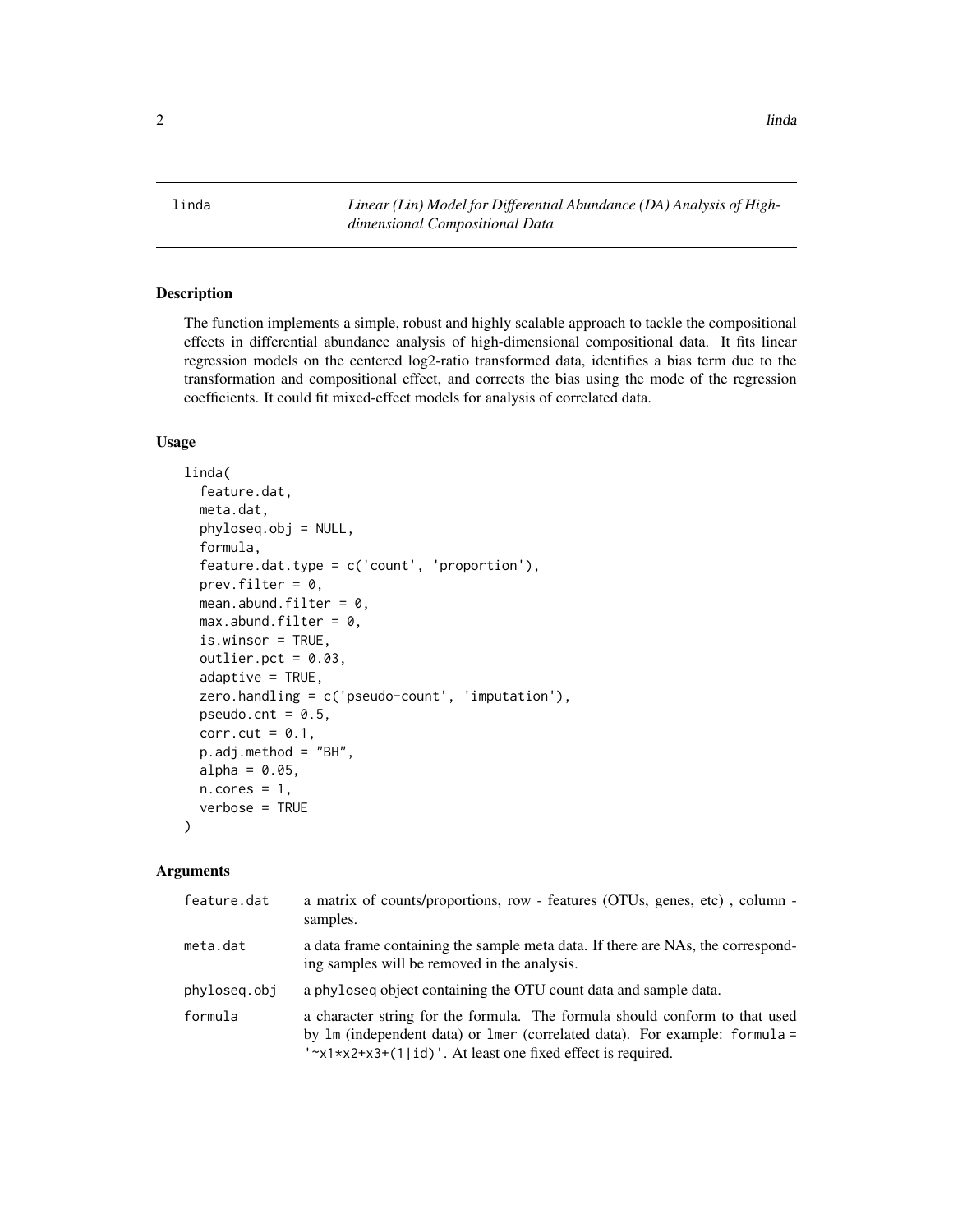linda — *Linear (Lin) Model for Differential Abundance (DA) Analysis of High-dimensional Compositional Data*

## Description

The function implements a simple, robust and highly scalable approach to tackle the compositional effects in differential abundance analysis of high-dimensional compositional data. It fits linear regression models on the centered log2-ratio transformed data, identifies a bias term due to the transformation and compositional effect, and corrects the bias using the mode of the regression coefficients. It could fit mixed-effect models for analysis of correlated data.

## Usage

```
linda(
  feature.dat,
  meta.dat,
  phyloseq.obj = NULL,
  formula,
  feature.dat.type = c('count', 'proportion'),
  prev.filter = 0,
  mean.abund.filter = 0,
  max.abund.filter = 0,
  is.winsor = TRUE,
  outlier.pct = 0.03,
  adaptive = TRUE,
  zero.handling = c('pseudo-count', 'imputation'),
  pseudo.cnt = 0.5,
  corr.cut = 0.1,
  p.adj.method = "BH",
  alpha = 0.05,
  n.cores = 1,
  verbose = TRUE
)
```

## Arguments

| Argument | Description |
| --- | --- |
| `feature.dat` | a matrix of counts/proportions, row - features (OTUs, genes, etc) , column - samples. |
| `meta.dat` | a data frame containing the sample meta data. If there are NAs, the corresponding samples will be removed in the analysis. |
| `phyloseq.obj` | a `phyloseq` object containing the OTU count data and sample data. |
| `formula` | a character string for the formula. The formula should conform to that used by `lm` (independent data) or `lmer` (correlated data). For example: `formula = '~x1*x2+x3+(1|id)'`. At least one fixed effect is required. |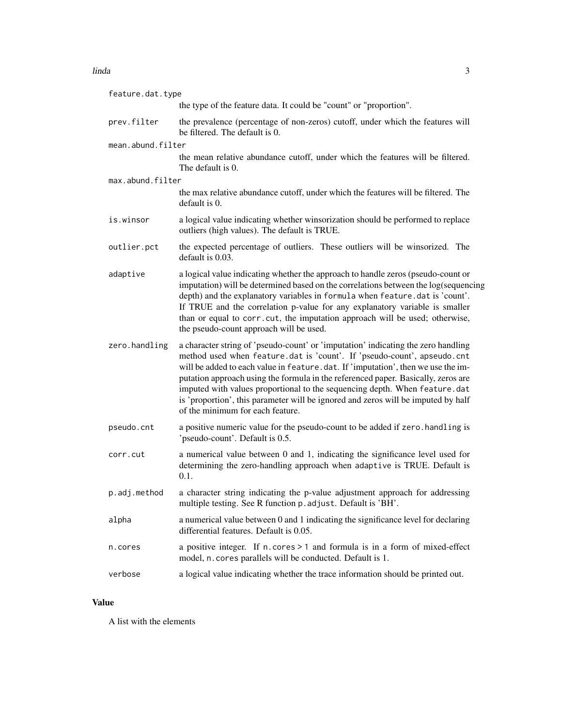`feature.dat.type`
: the type of the feature data. It could be "count" or "proportion".

`prev.filter`
: the prevalence (percentage of non-zeros) cutoff, under which the features will be filtered. The default is 0.

`mean.abund.filter`
: the mean relative abundance cutoff, under which the features will be filtered. The default is 0.

`max.abund.filter`
: the max relative abundance cutoff, under which the features will be filtered. The default is 0.

`is.winsor`
: a logical value indicating whether winsorization should be performed to replace outliers (high values). The default is TRUE.

`outlier.pct`
: the expected percentage of outliers. These outliers will be winsorized. The default is 0.03.

`adaptive`
: a logical value indicating whether the approach to handle zeros (pseudo-count or imputation) will be determined based on the correlations between the log(sequencing depth) and the explanatory variables in `formula` when `feature.dat` is 'count'. If TRUE and the correlation p-value for any explanatory variable is smaller than or equal to `corr.cut`, the imputation approach will be used; otherwise, the pseudo-count approach will be used.

`zero.handling`
: a character string of 'pseudo-count' or 'imputation' indicating the zero handling method used when `feature.dat` is 'count'. If 'pseudo-count', a`pseudo.cnt` will be added to each value in `feature.dat`. If 'imputation', then we use the imputation approach using the formula in the referenced paper. Basically, zeros are imputed with values proportional to the sequencing depth. When `feature.dat` is 'proportion', this parameter will be ignored and zeros will be imputed by half of the minimum for each feature.

`pseudo.cnt`
: a positive numeric value for the pseudo-count to be added if `zero.handling` is 'pseudo-count'. Default is 0.5.

`corr.cut`
: a numerical value between 0 and 1, indicating the significance level used for determining the zero-handling approach when `adaptive` is TRUE. Default is 0.1.

`p.adj.method`
: a character string indicating the p-value adjustment approach for addressing multiple testing. See R function `p.adjust`. Default is 'BH'.

`alpha`
: a numerical value between 0 and 1 indicating the significance level for declaring differential features. Default is 0.05.

`n.cores`
: a positive integer. If `n.cores > 1` and formula is in a form of mixed-effect model, `n.cores` parallels will be conducted. Default is 1.

`verbose`
: a logical value indicating whether the trace information should be printed out.

## Value

A list with the elements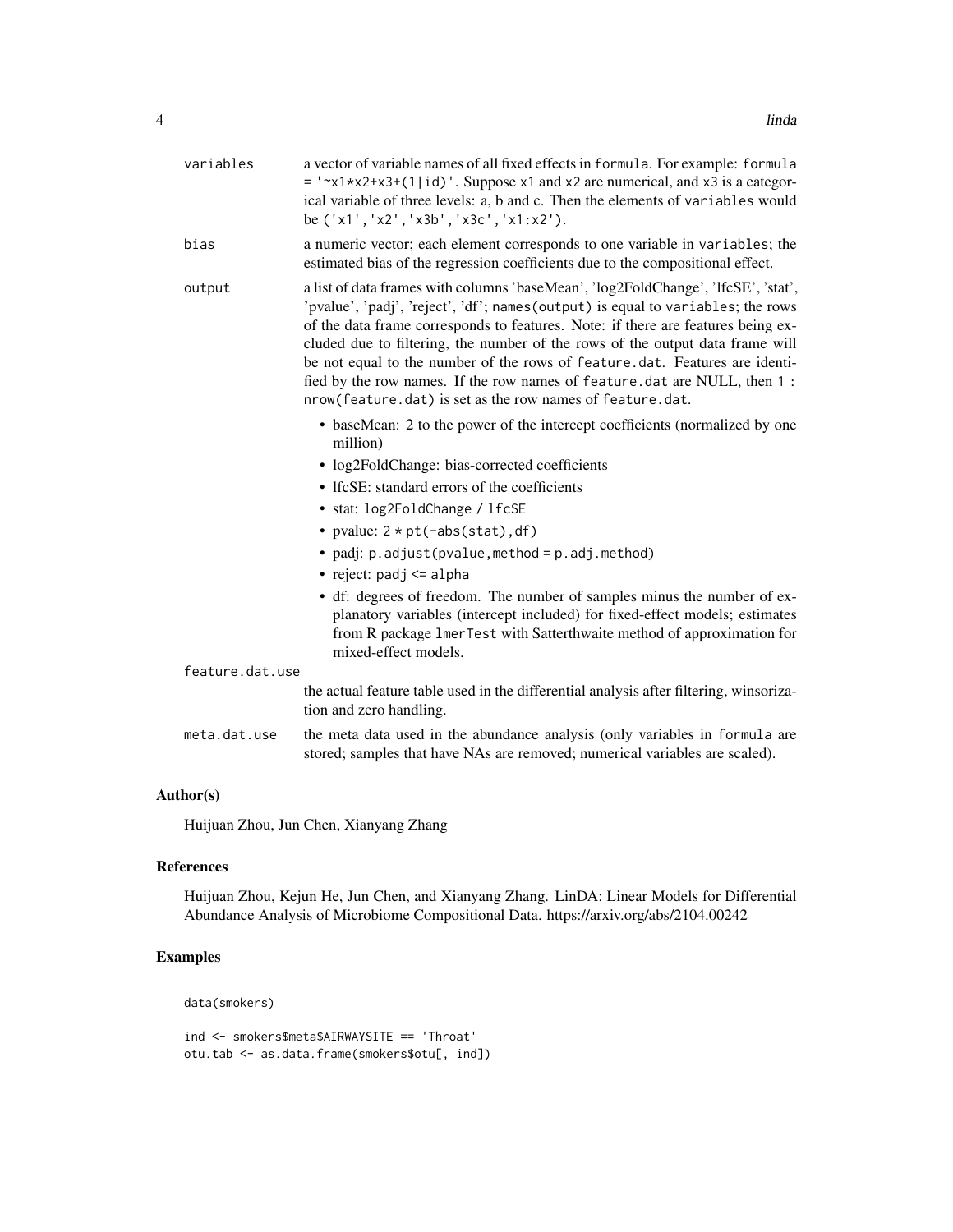**variables** a vector of variable names of all fixed effects in `formula`. For example: `formula = '~x1*x2+x3+(1|id)'`. Suppose `x1` and `x2` are numerical, and `x3` is a categorical variable of three levels: a, b and c. Then the elements of `variables` would be `('x1','x2','x3b','x3c','x1:x2')`.

**bias** a numeric vector; each element corresponds to one variable in `variables`; the estimated bias of the regression coefficients due to the compositional effect.

**output** a list of data frames with columns 'baseMean', 'log2FoldChange', 'lfcSE', 'stat', 'pvalue', 'padj', 'reject', 'df'; `names(output)` is equal to `variables`; the rows of the data frame corresponds to features. Note: if there are features being excluded due to filtering, the number of the rows of the output data frame will be not equal to the number of the rows of `feature.dat`. Features are identified by the row names. If the row names of `feature.dat` are NULL, then `1 : nrow(feature.dat)` is set as the row names of `feature.dat`.

- baseMean: 2 to the power of the intercept coefficients (normalized by one million)
- log2FoldChange: bias-corrected coefficients
- lfcSE: standard errors of the coefficients
- stat: `log2FoldChange / lfcSE`
- pvalue: `2 * pt(-abs(stat),df)`
- padj: `p.adjust(pvalue,method = p.adj.method)`
- reject: `padj <= alpha`
- df: degrees of freedom. The number of samples minus the number of explanatory variables (intercept included) for fixed-effect models; estimates from R package `lmerTest` with Satterthwaite method of approximation for mixed-effect models.

**feature.dat.use** the actual feature table used in the differential analysis after filtering, winsorization and zero handling.

**meta.dat.use** the meta data used in the abundance analysis (only variables in `formula` are stored; samples that have NAs are removed; numerical variables are scaled).

## Author(s)

Huijuan Zhou, Jun Chen, Xianyang Zhang

## References

Huijuan Zhou, Kejun He, Jun Chen, and Xianyang Zhang. LinDA: Linear Models for Differential Abundance Analysis of Microbiome Compositional Data. https://arxiv.org/abs/2104.00242

## Examples

```
data(smokers)

ind <- smokers$meta$AIRWAYSITE == 'Throat'
otu.tab <- as.data.frame(smokers$otu[, ind])
```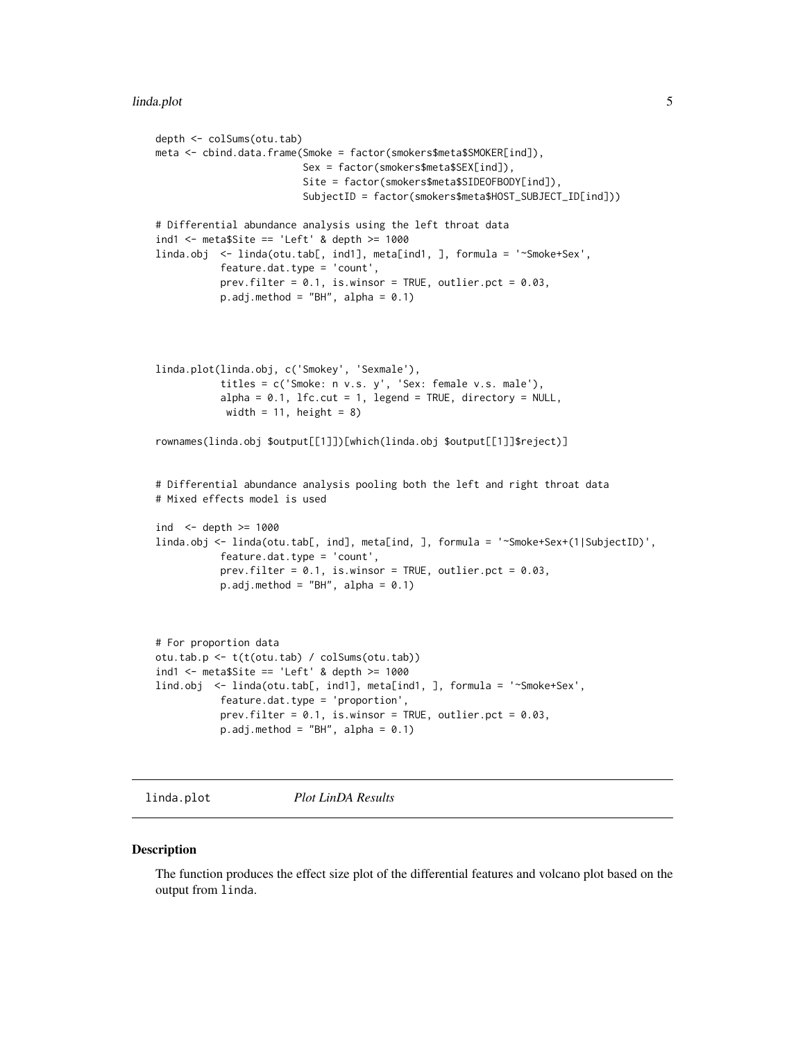```
depth <- colSums(otu.tab)
meta <- cbind.data.frame(Smoke = factor(smokers$meta$SMOKER[ind]),
                         Sex = factor(smokers$meta$SEX[ind]),
                         Site = factor(smokers$meta$SIDEOFBODY[ind]),
                         SubjectID = factor(smokers$meta$HOST_SUBJECT_ID[ind]))

# Differential abundance analysis using the left throat data
ind1 <- meta$Site == 'Left' & depth >= 1000
linda.obj  <- linda(otu.tab[, ind1], meta[ind1, ], formula = '~Smoke+Sex',
           feature.dat.type = 'count',
           prev.filter = 0.1, is.winsor = TRUE, outlier.pct = 0.03,
           p.adj.method = "BH", alpha = 0.1)



linda.plot(linda.obj, c('Smokey', 'Sexmale'),
           titles = c('Smoke: n v.s. y', 'Sex: female v.s. male'),
           alpha = 0.1, lfc.cut = 1, legend = TRUE, directory = NULL,
            width = 11, height = 8)

rownames(linda.obj $output[[1]])[which(linda.obj $output[[1]]$reject)]


# Differential abundance analysis pooling both the left and right throat data
# Mixed effects model is used

ind  <- depth >= 1000
linda.obj <- linda(otu.tab[, ind], meta[ind, ], formula = '~Smoke+Sex+(1|SubjectID)',
           feature.dat.type = 'count',
           prev.filter = 0.1, is.winsor = TRUE, outlier.pct = 0.03,
           p.adj.method = "BH", alpha = 0.1)



# For proportion data
otu.tab.p <- t(t(otu.tab) / colSums(otu.tab))
ind1 <- meta$Site == 'Left' & depth >= 1000
lind.obj  <- linda(otu.tab[, ind1], meta[ind1, ], formula = '~Smoke+Sex',
           feature.dat.type = 'proportion',
           prev.filter = 0.1, is.winsor = TRUE, outlier.pct = 0.03,
           p.adj.method = "BH", alpha = 0.1)
```

## linda.plot *Plot LinDA Results*

### Description

The function produces the effect size plot of the differential features and volcano plot based on the output from `linda`.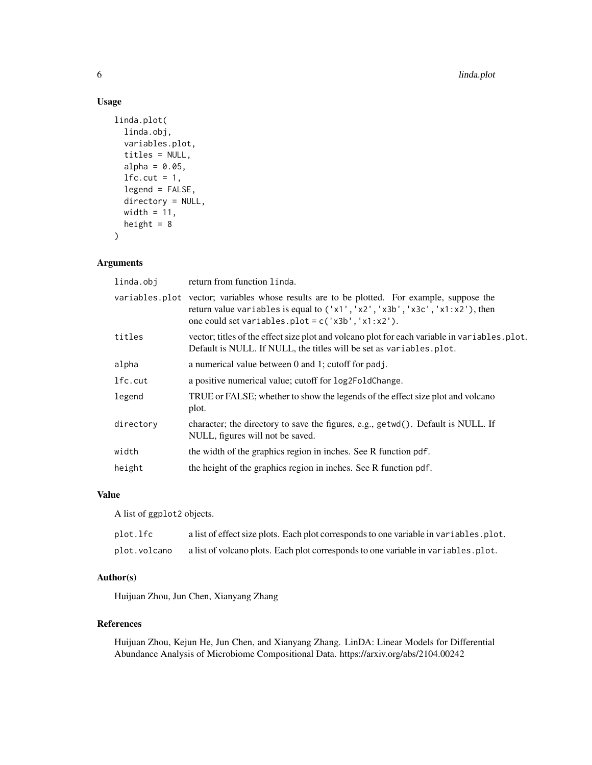## Usage

```
linda.plot(
  linda.obj,
  variables.plot,
  titles = NULL,
  alpha = 0.05,
  lfc.cut = 1,
  legend = FALSE,
  directory = NULL,
  width = 11,
  height = 8
)
```

## Arguments

| | |
|---|---|
| linda.obj | return from function linda. |
| variables.plot | vector; variables whose results are to be plotted. For example, suppose the return value variables is equal to ('x1','x2','x3b','x3c','x1:x2'), then one could set variables.plot = c('x3b','x1:x2'). |
| titles | vector; titles of the effect size plot and volcano plot for each variable in variables.plot. Default is NULL. If NULL, the titles will be set as variables.plot. |
| alpha | a numerical value between 0 and 1; cutoff for padj. |
| lfc.cut | a positive numerical value; cutoff for log2FoldChange. |
| legend | TRUE or FALSE; whether to show the legends of the effect size plot and volcano plot. |
| directory | character; the directory to save the figures, e.g., getwd(). Default is NULL. If NULL, figures will not be saved. |
| width | the width of the graphics region in inches. See R function pdf. |
| height | the height of the graphics region in inches. See R function pdf. |

## Value

A list of ggplot2 objects.

| | |
|---|---|
| plot.lfc | a list of effect size plots. Each plot corresponds to one variable in variables.plot. |
| plot.volcano | a list of volcano plots. Each plot corresponds to one variable in variables.plot. |

## Author(s)

Huijuan Zhou, Jun Chen, Xianyang Zhang

## References

Huijuan Zhou, Kejun He, Jun Chen, and Xianyang Zhang. LinDA: Linear Models for Differential Abundance Analysis of Microbiome Compositional Data. https://arxiv.org/abs/2104.00242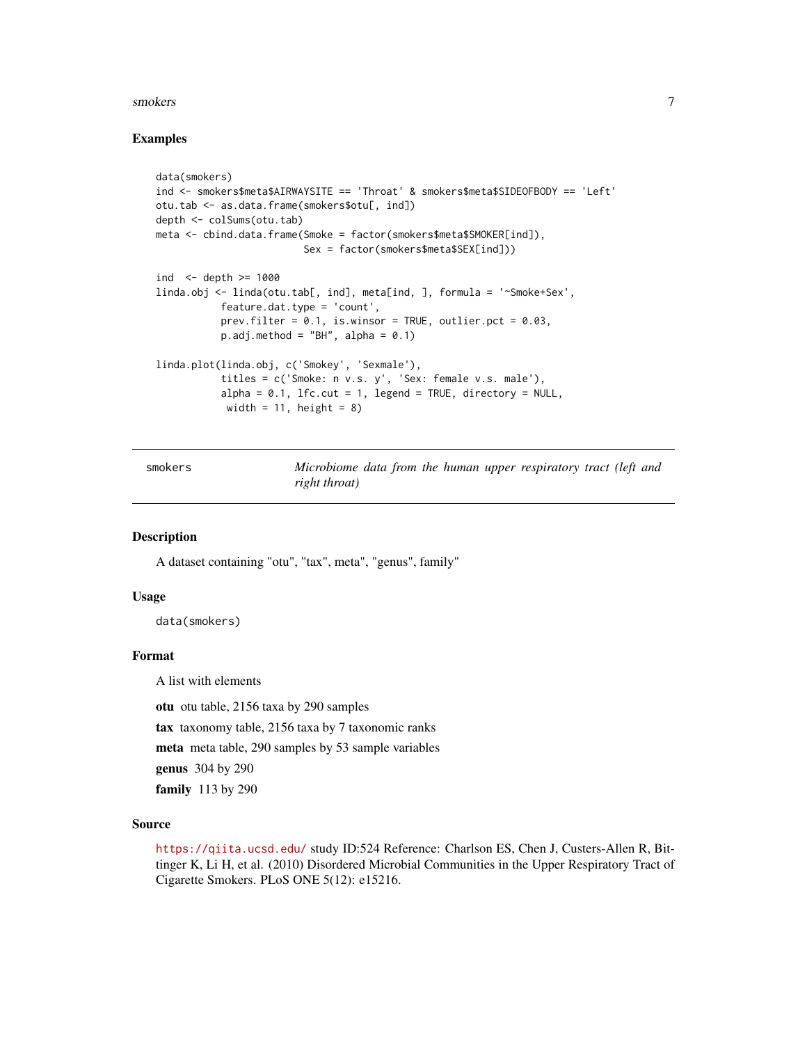## Examples

```
data(smokers)
ind <- smokers$meta$AIRWAYSITE == 'Throat' & smokers$meta$SIDEOFBODY == 'Left'
otu.tab <- as.data.frame(smokers$otu[, ind])
depth <- colSums(otu.tab)
meta <- cbind.data.frame(Smoke = factor(smokers$meta$SMOKER[ind]),
                         Sex = factor(smokers$meta$SEX[ind]))

ind  <- depth >= 1000
linda.obj <- linda(otu.tab[, ind], meta[ind, ], formula = '~Smoke+Sex',
           feature.dat.type = 'count',
           prev.filter = 0.1, is.winsor = TRUE, outlier.pct = 0.03,
           p.adj.method = "BH", alpha = 0.1)

linda.plot(linda.obj, c('Smokey', 'Sexmale'),
           titles = c('Smoke: n v.s. y', 'Sex: female v.s. male'),
           alpha = 0.1, lfc.cut = 1, legend = TRUE, directory = NULL,
            width = 11, height = 8)
```

---

## smokers — *Microbiome data from the human upper respiratory tract (left and right throat)*

---

### Description

A dataset containing "otu", "tax", meta", "genus", family"

### Usage

```
data(smokers)
```

### Format

A list with elements

**otu** otu table, 2156 taxa by 290 samples

**tax** taxonomy table, 2156 taxa by 7 taxonomic ranks

**meta** meta table, 290 samples by 53 sample variables

**genus** 304 by 290

**family** 113 by 290

### Source

https://qiita.ucsd.edu/ study ID:524 Reference: Charlson ES, Chen J, Custers-Allen R, Bittinger K, Li H, et al. (2010) Disordered Microbial Communities in the Upper Respiratory Tract of Cigarette Smokers. PLoS ONE 5(12): e15216.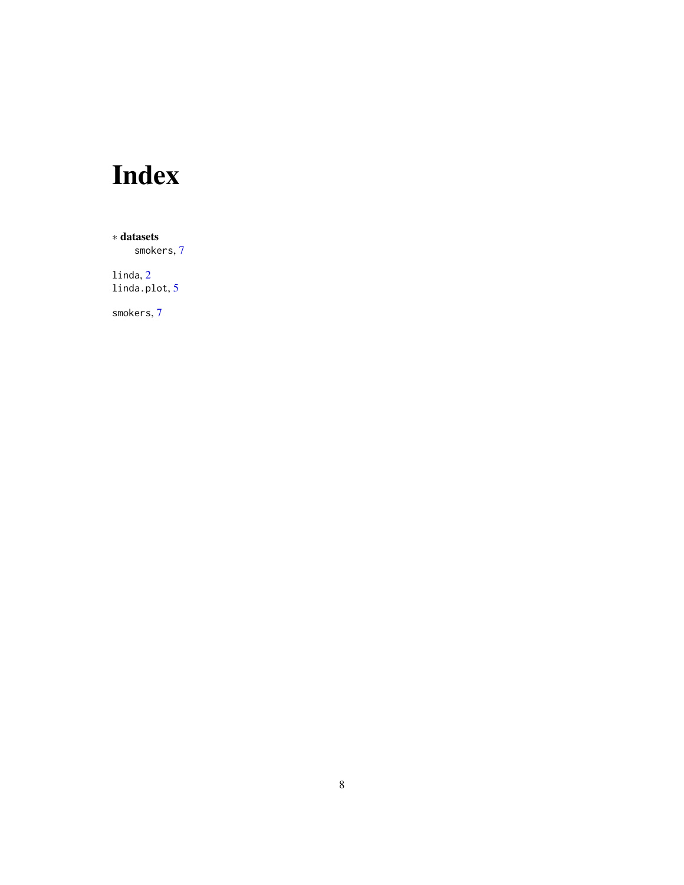# Index

∗ **datasets**
    smokers, 7

linda, 2
linda.plot, 5

smokers, 7